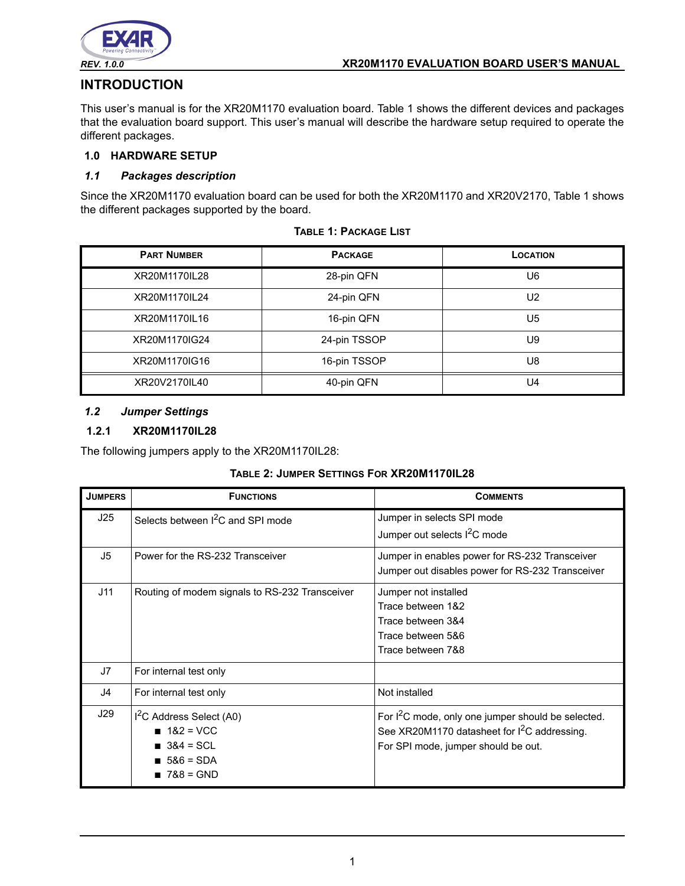# INTRODUCTION

This user's manual is for the XR20M1170 evaluation board. Table 1 shows the different devices and packages that the evaluation board support. This user's manual will describe the hardware setup required to operate the different packages.

## 1.0 HARDWARE SETUP

### *1.1 Packages description*

Since the XR20M1170 evaluation board can be used for both the XR20M1170 and XR20V2170, Table 1 shows the different packages supported by the board.

**TABLE 1: PACKAGE LIST**

| PART NUMBER | PACKAGE | LOCATION |
|---|---|---|
| XR20M1170IL28 | 28-pin QFN | U6 |
| XR20M1170IL24 | 24-pin QFN | U2 |
| XR20M1170IL16 | 16-pin QFN | U5 |
| XR20M1170IG24 | 24-pin TSSOP | U9 |
| XR20M1170IG16 | 16-pin TSSOP | U8 |
| XR20V2170IL40 | 40-pin QFN | U4 |

### *1.2 Jumper Settings*

#### 1.2.1 XR20M1170IL28

The following jumpers apply to the XR20M1170IL28:

**TABLE 2: JUMPER SETTINGS FOR XR20M1170IL28**

| JUMPERS | FUNCTIONS | COMMENTS |
|---|---|---|
| J25 | Selects between $I^2C$ and SPI mode | Jumper in selects SPI mode<br>Jumper out selects $I^2C$ mode |
| J5 | Power for the RS-232 Transceiver | Jumper in enables power for RS-232 Transceiver<br>Jumper out disables power for RS-232 Transceiver |
| J11 | Routing of modem signals to RS-232 Transceiver | Jumper not installed<br>Trace between 1&2<br>Trace between 3&4<br>Trace between 5&6<br>Trace between 7&8 |
| J7 | For internal test only | |
| J4 | For internal test only | Not installed |
| J29 | $I^2C$ Address Select (A0)<br>■ 1&2 = VCC<br>■ 3&4 = SCL<br>■ 5&6 = SDA<br>■ 7&8 = GND | For $I^2C$ mode, only one jumper should be selected.<br>See XR20M1170 datasheet for $I^2C$ addressing.<br>For SPI mode, jumper should be out. |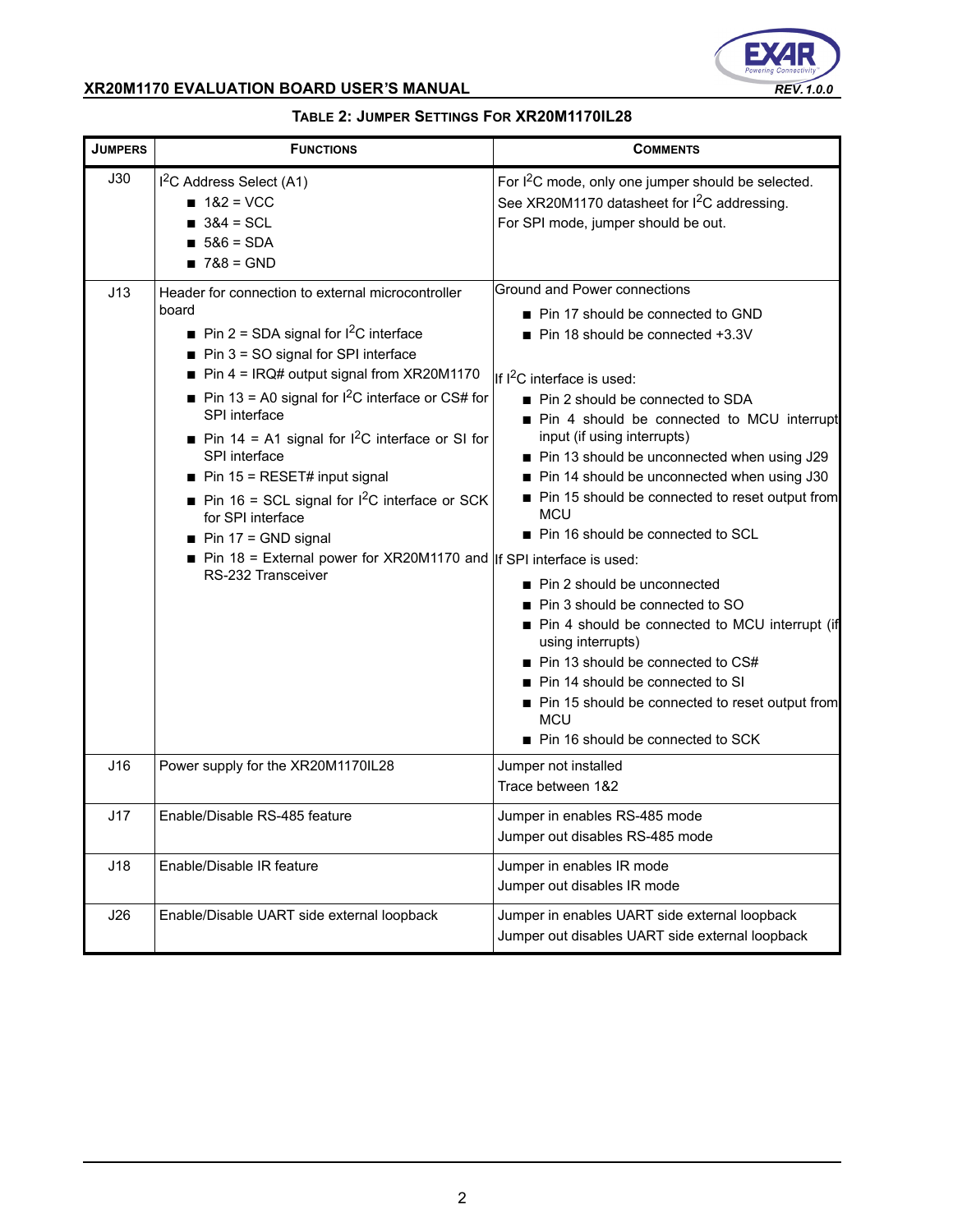## TABLE 2: JUMPER SETTINGS FOR XR20M1170IL28

| JUMPERS | FUNCTIONS | COMMENTS |
|---|---|---|
| J30 | $I^2C$ Address Select (A1)<br>■ 1&2 = VCC<br>■ 3&4 = SCL<br>■ 5&6 = SDA<br>■ 7&8 = GND | For $I^2C$ mode, only one jumper should be selected.<br>See XR20M1170 datasheet for $I^2C$ addressing.<br>For SPI mode, jumper should be out. |
| J13 | Header for connection to external microcontroller board<br>■ Pin 2 = SDA signal for $I^2C$ interface<br>■ Pin 3 = SO signal for SPI interface<br>■ Pin 4 = IRQ# output signal from XR20M1170<br>■ Pin 13 = A0 signal for $I^2C$ interface or CS# for SPI interface<br>■ Pin 14 = A1 signal for $I^2C$ interface or SI for SPI interface<br>■ Pin 15 = RESET# input signal<br>■ Pin 16 = SCL signal for $I^2C$ interface or SCK for SPI interface<br>■ Pin 17 = GND signal<br>■ Pin 18 = External power for XR20M1170 and RS-232 Transceiver | Ground and Power connections<br>■ Pin 17 should be connected to GND<br>■ Pin 18 should be connected +3.3V<br><br>If $I^2C$ interface is used:<br>■ Pin 2 should be connected to SDA<br>■ Pin 4 should be connected to MCU interrupt input (if using interrupts)<br>■ Pin 13 should be unconnected when using J29<br>■ Pin 14 should be unconnected when using J30<br>■ Pin 15 should be connected to reset output from MCU<br>■ Pin 16 should be connected to SCL<br>If SPI interface is used:<br>■ Pin 2 should be unconnected<br>■ Pin 3 should be connected to SO<br>■ Pin 4 should be connected to MCU interrupt (if using interrupts)<br>■ Pin 13 should be connected to CS#<br>■ Pin 14 should be connected to SI<br>■ Pin 15 should be connected to reset output from MCU<br>■ Pin 16 should be connected to SCK |
| J16 | Power supply for the XR20M1170IL28 | Jumper not installed<br>Trace between 1&2 |
| J17 | Enable/Disable RS-485 feature | Jumper in enables RS-485 mode<br>Jumper out disables RS-485 mode |
| J18 | Enable/Disable IR feature | Jumper in enables IR mode<br>Jumper out disables IR mode |
| J26 | Enable/Disable UART side external loopback | Jumper in enables UART side external loopback<br>Jumper out disables UART side external loopback |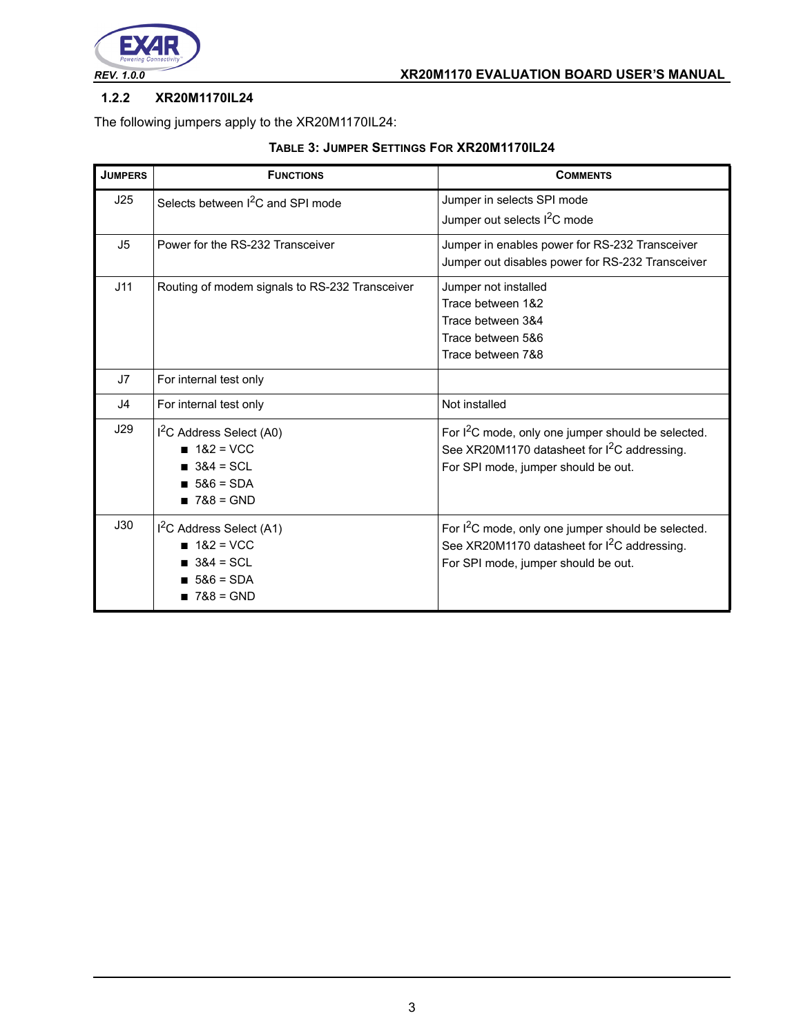### 1.2.2 XR20M1170IL24

The following jumpers apply to the XR20M1170IL24:

**Table 3: Jumper Settings For XR20M1170IL24**

| Jumpers | Functions | Comments |
|---|---|---|
| J25 | Selects between $I^2C$ and SPI mode | Jumper in selects SPI mode<br>Jumper out selects $I^2C$ mode |
| J5 | Power for the RS-232 Transceiver | Jumper in enables power for RS-232 Transceiver<br>Jumper out disables power for RS-232 Transceiver |
| J11 | Routing of modem signals to RS-232 Transceiver | Jumper not installed<br>Trace between 1&2<br>Trace between 3&4<br>Trace between 5&6<br>Trace between 7&8 |
| J7 | For internal test only | |
| J4 | For internal test only | Not installed |
| J29 | $I^2C$ Address Select (A0)<br>■ 1&2 = VCC<br>■ 3&4 = SCL<br>■ 5&6 = SDA<br>■ 7&8 = GND | For $I^2C$ mode, only one jumper should be selected.<br>See XR20M1170 datasheet for $I^2C$ addressing.<br>For SPI mode, jumper should be out. |
| J30 | $I^2C$ Address Select (A1)<br>■ 1&2 = VCC<br>■ 3&4 = SCL<br>■ 5&6 = SDA<br>■ 7&8 = GND | For $I^2C$ mode, only one jumper should be selected.<br>See XR20M1170 datasheet for $I^2C$ addressing.<br>For SPI mode, jumper should be out. |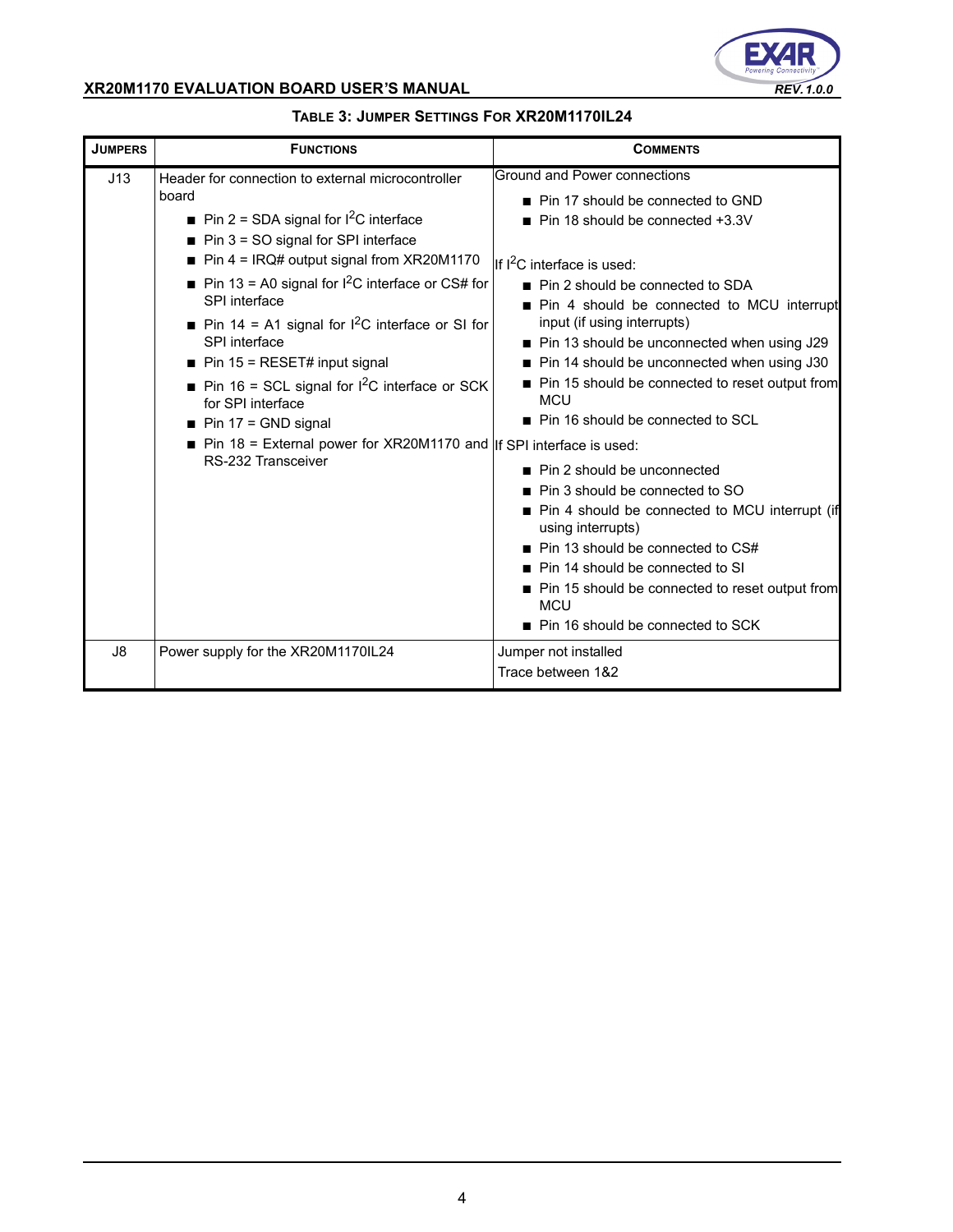**TABLE 3: JUMPER SETTINGS FOR XR20M1170IL24**

| JUMPERS | FUNCTIONS | COMMENTS |
|---|---|---|
| J13 | Header for connection to external microcontroller board<br>■ Pin 2 = SDA signal for $I^2C$ interface<br>■ Pin 3 = SO signal for SPI interface<br>■ Pin 4 = IRQ# output signal from XR20M1170<br>■ Pin 13 = A0 signal for $I^2C$ interface or CS# for SPI interface<br>■ Pin 14 = A1 signal for $I^2C$ interface or SI for SPI interface<br>■ Pin 15 = RESET# input signal<br>■ Pin 16 = SCL signal for $I^2C$ interface or SCK for SPI interface<br>■ Pin 17 = GND signal<br>■ Pin 18 = External power for XR20M1170 and RS-232 Transceiver | Ground and Power connections<br>■ Pin 17 should be connected to GND<br>■ Pin 18 should be connected +3.3V<br><br>If $I^2C$ interface is used:<br>■ Pin 2 should be connected to SDA<br>■ Pin 4 should be connected to MCU interrupt input (if using interrupts)<br>■ Pin 13 should be unconnected when using J29<br>■ Pin 14 should be unconnected when using J30<br>■ Pin 15 should be connected to reset output from MCU<br>■ Pin 16 should be connected to SCL<br>If SPI interface is used:<br>■ Pin 2 should be unconnected<br>■ Pin 3 should be connected to SO<br>■ Pin 4 should be connected to MCU interrupt (if using interrupts)<br>■ Pin 13 should be connected to CS#<br>■ Pin 14 should be connected to SI<br>■ Pin 15 should be connected to reset output from MCU<br>■ Pin 16 should be connected to SCK |
| J8 | Power supply for the XR20M1170IL24 | Jumper not installed<br>Trace between 1&2 |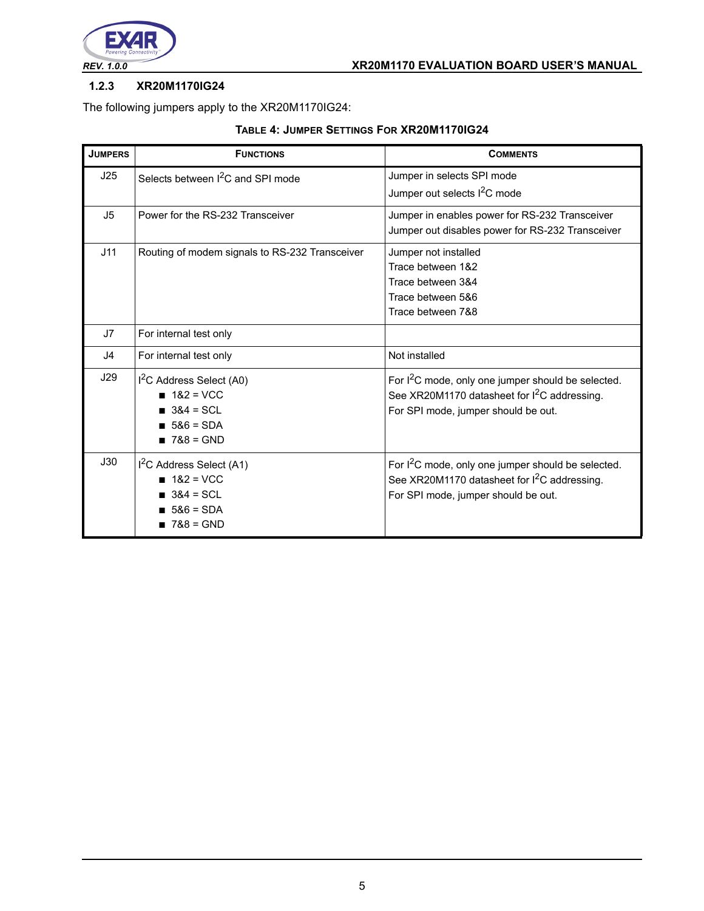### 1.2.3 XR20M1170IG24

The following jumpers apply to the XR20M1170IG24:

**TABLE 4: JUMPER SETTINGS FOR XR20M1170IG24**

| JUMPERS | FUNCTIONS | COMMENTS |
|---|---|---|
| J25 | Selects between $I^2C$ and SPI mode | Jumper in selects SPI mode<br>Jumper out selects $I^2C$ mode |
| J5 | Power for the RS-232 Transceiver | Jumper in enables power for RS-232 Transceiver<br>Jumper out disables power for RS-232 Transceiver |
| J11 | Routing of modem signals to RS-232 Transceiver | Jumper not installed<br>Trace between 1&2<br>Trace between 3&4<br>Trace between 5&6<br>Trace between 7&8 |
| J7 | For internal test only | |
| J4 | For internal test only | Not installed |
| J29 | $I^2C$ Address Select (A0)<br>■ 1&2 = VCC<br>■ 3&4 = SCL<br>■ 5&6 = SDA<br>■ 7&8 = GND | For $I^2C$ mode, only one jumper should be selected. See XR20M1170 datasheet for $I^2C$ addressing.<br>For SPI mode, jumper should be out. |
| J30 | $I^2C$ Address Select (A1)<br>■ 1&2 = VCC<br>■ 3&4 = SCL<br>■ 5&6 = SDA<br>■ 7&8 = GND | For $I^2C$ mode, only one jumper should be selected. See XR20M1170 datasheet for $I^2C$ addressing.<br>For SPI mode, jumper should be out. |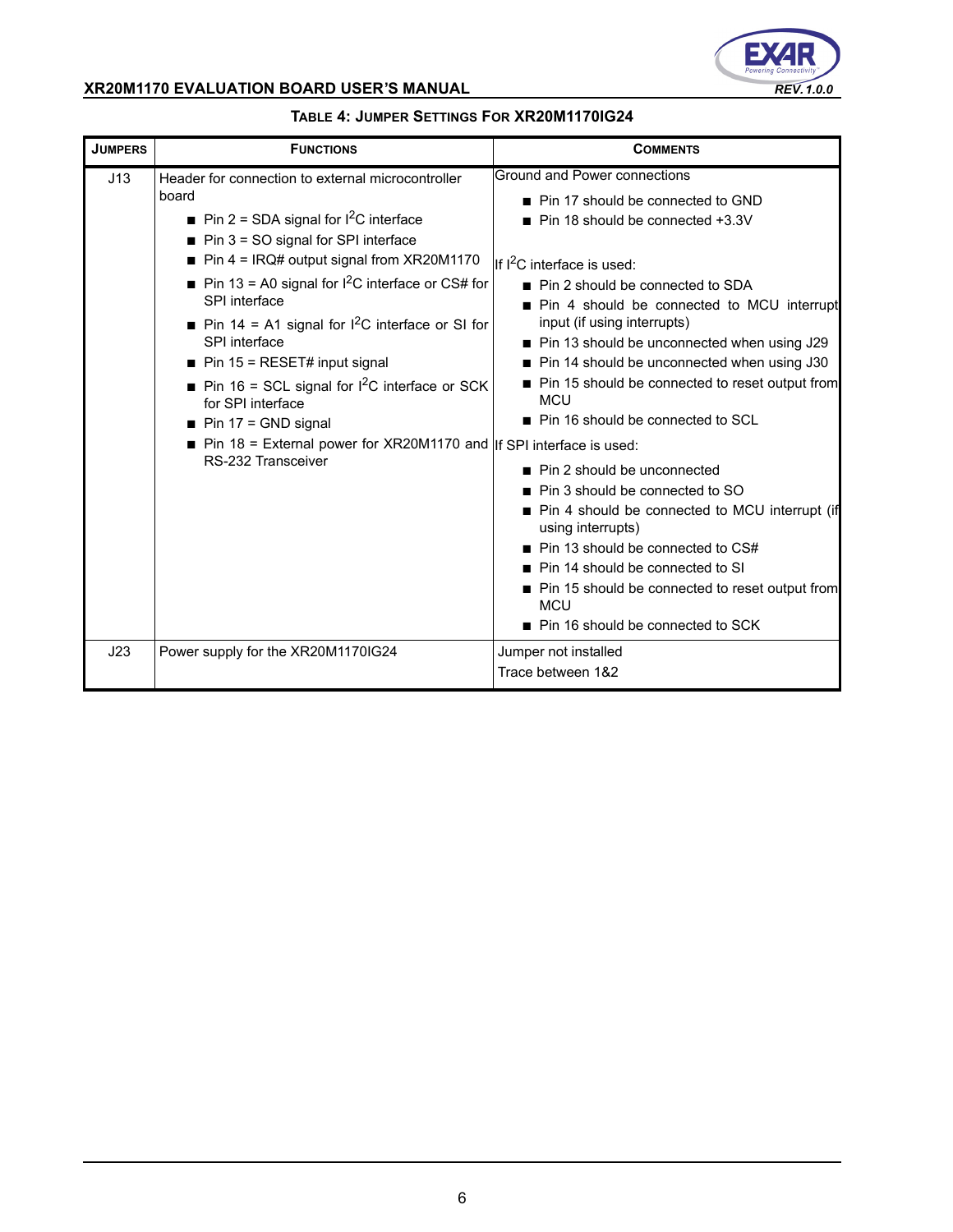**TABLE 4: JUMPER SETTINGS FOR XR20M1170IG24**

| JUMPERS | FUNCTIONS | COMMENTS |
|---|---|---|
| J13 | Header for connection to external microcontroller board<br>■ Pin 2 = SDA signal for $I^2C$ interface<br>■ Pin 3 = SO signal for SPI interface<br>■ Pin 4 = IRQ# output signal from XR20M1170<br>■ Pin 13 = A0 signal for $I^2C$ interface or CS# for SPI interface<br>■ Pin 14 = A1 signal for $I^2C$ interface or SI for SPI interface<br>■ Pin 15 = RESET# input signal<br>■ Pin 16 = SCL signal for $I^2C$ interface or SCK for SPI interface<br>■ Pin 17 = GND signal<br>■ Pin 18 = External power for XR20M1170 and RS-232 Transceiver | Ground and Power connections<br>■ Pin 17 should be connected to GND<br>■ Pin 18 should be connected +3.3V<br><br>If $I^2C$ interface is used:<br>■ Pin 2 should be connected to SDA<br>■ Pin 4 should be connected to MCU interrupt input (if using interrupts)<br>■ Pin 13 should be unconnected when using J29<br>■ Pin 14 should be unconnected when using J30<br>■ Pin 15 should be connected to reset output from MCU<br>■ Pin 16 should be connected to SCL<br>If SPI interface is used:<br>■ Pin 2 should be unconnected<br>■ Pin 3 should be connected to SO<br>■ Pin 4 should be connected to MCU interrupt (if using interrupts)<br>■ Pin 13 should be connected to CS#<br>■ Pin 14 should be connected to SI<br>■ Pin 15 should be connected to reset output from MCU<br>■ Pin 16 should be connected to SCK |
| J23 | Power supply for the XR20M1170IG24 | Jumper not installed<br>Trace between 1&2 |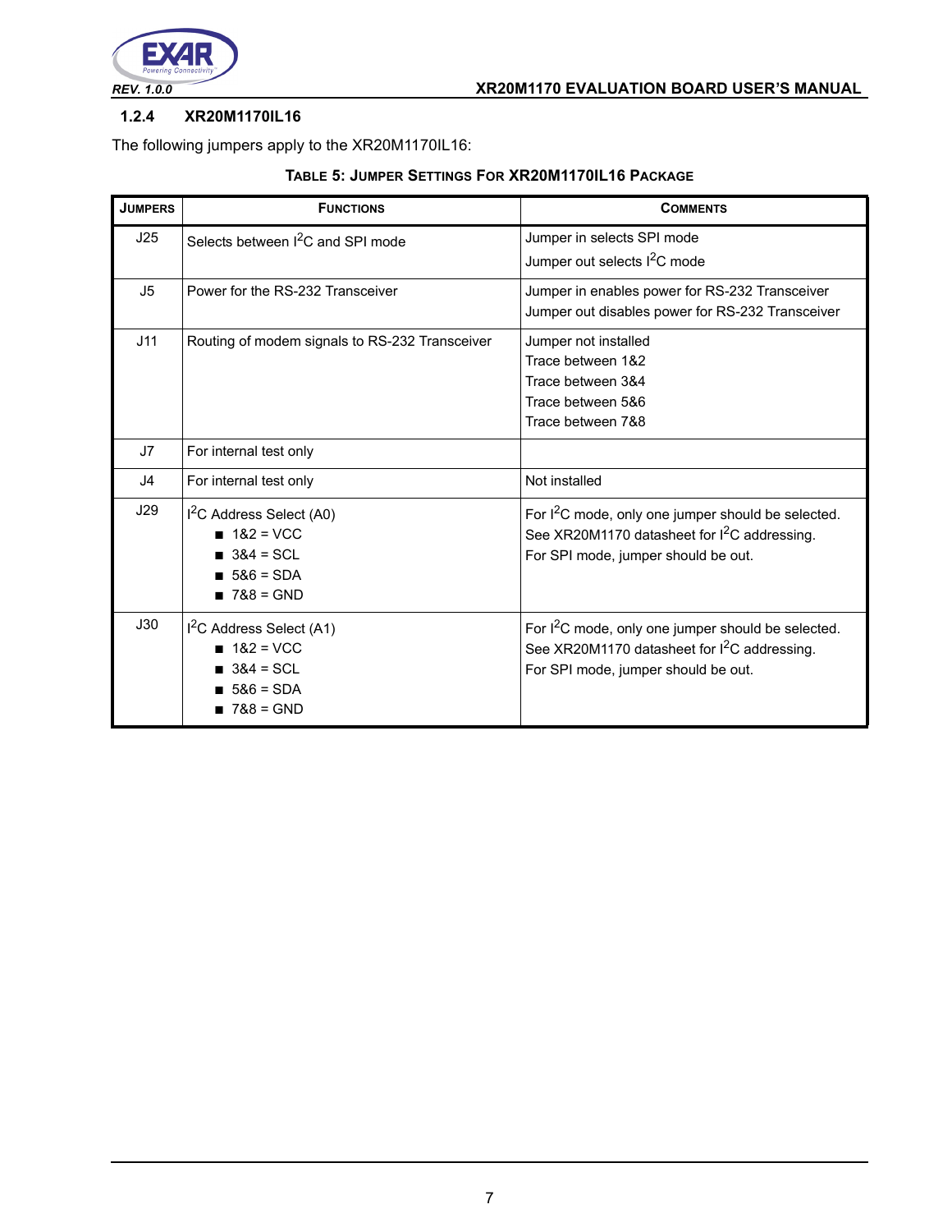### 1.2.4 XR20M1170IL16

The following jumpers apply to the XR20M1170IL16:

**TABLE 5: JUMPER SETTINGS FOR XR20M1170IL16 PACKAGE**

| JUMPERS | FUNCTIONS | COMMENTS |
|---|---|---|
| J25 | Selects between I$^2$C and SPI mode | Jumper in selects SPI mode<br>Jumper out selects I$^2$C mode |
| J5 | Power for the RS-232 Transceiver | Jumper in enables power for RS-232 Transceiver<br>Jumper out disables power for RS-232 Transceiver |
| J11 | Routing of modem signals to RS-232 Transceiver | Jumper not installed<br>Trace between 1&2<br>Trace between 3&4<br>Trace between 5&6<br>Trace between 7&8 |
| J7 | For internal test only | |
| J4 | For internal test only | Not installed |
| J29 | I$^2$C Address Select (A0)<br>■ 1&2 = VCC<br>■ 3&4 = SCL<br>■ 5&6 = SDA<br>■ 7&8 = GND | For I$^2$C mode, only one jumper should be selected. See XR20M1170 datasheet for I$^2$C addressing.<br>For SPI mode, jumper should be out. |
| J30 | I$^2$C Address Select (A1)<br>■ 1&2 = VCC<br>■ 3&4 = SCL<br>■ 5&6 = SDA<br>■ 7&8 = GND | For I$^2$C mode, only one jumper should be selected. See XR20M1170 datasheet for I$^2$C addressing.<br>For SPI mode, jumper should be out. |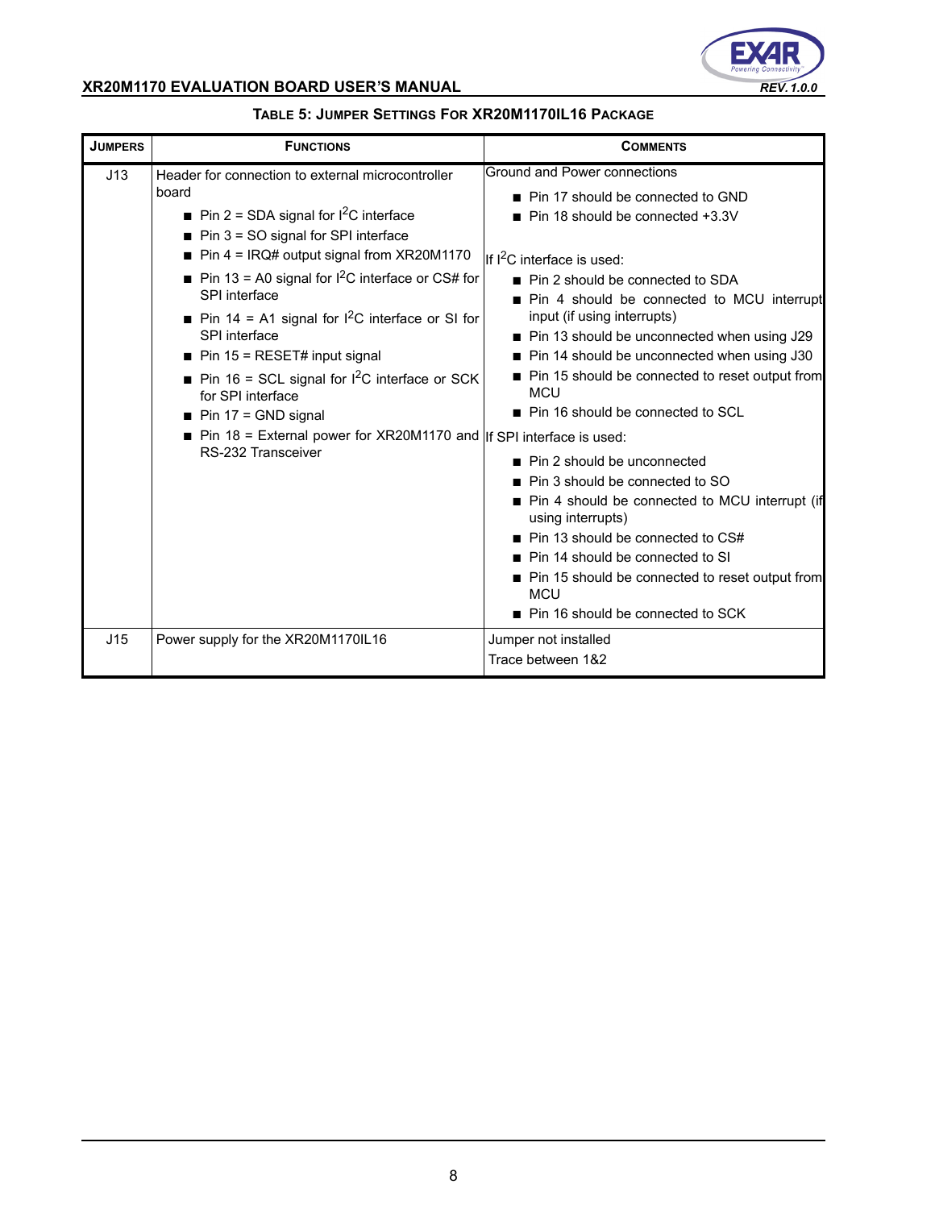### TABLE 5: JUMPER SETTINGS FOR XR20M1170IL16 PACKAGE

| JUMPERS | FUNCTIONS | COMMENTS |
|---|---|---|
| J13 | Header for connection to external microcontroller board<br>■ Pin 2 = SDA signal for $I^2C$ interface<br>■ Pin 3 = SO signal for SPI interface<br>■ Pin 4 = IRQ# output signal from XR20M1170<br>■ Pin 13 = A0 signal for $I^2C$ interface or CS# for SPI interface<br>■ Pin 14 = A1 signal for $I^2C$ interface or SI for SPI interface<br>■ Pin 15 = RESET# input signal<br>■ Pin 16 = SCL signal for $I^2C$ interface or SCK for SPI interface<br>■ Pin 17 = GND signal<br>■ Pin 18 = External power for XR20M1170 and RS-232 Transceiver | Ground and Power connections<br>■ Pin 17 should be connected to GND<br>■ Pin 18 should be connected +3.3V<br><br>If $I^2C$ interface is used:<br>■ Pin 2 should be connected to SDA<br>■ Pin 4 should be connected to MCU interrupt input (if using interrupts)<br>■ Pin 13 should be unconnected when using J29<br>■ Pin 14 should be unconnected when using J30<br>■ Pin 15 should be connected to reset output from MCU<br>■ Pin 16 should be connected to SCL<br><br>If SPI interface is used:<br>■ Pin 2 should be unconnected<br>■ Pin 3 should be connected to SO<br>■ Pin 4 should be connected to MCU interrupt (if using interrupts)<br>■ Pin 13 should be connected to CS#<br>■ Pin 14 should be connected to SI<br>■ Pin 15 should be connected to reset output from MCU<br>■ Pin 16 should be connected to SCK |
| J15 | Power supply for the XR20M1170IL16 | Jumper not installed<br>Trace between 1&2 |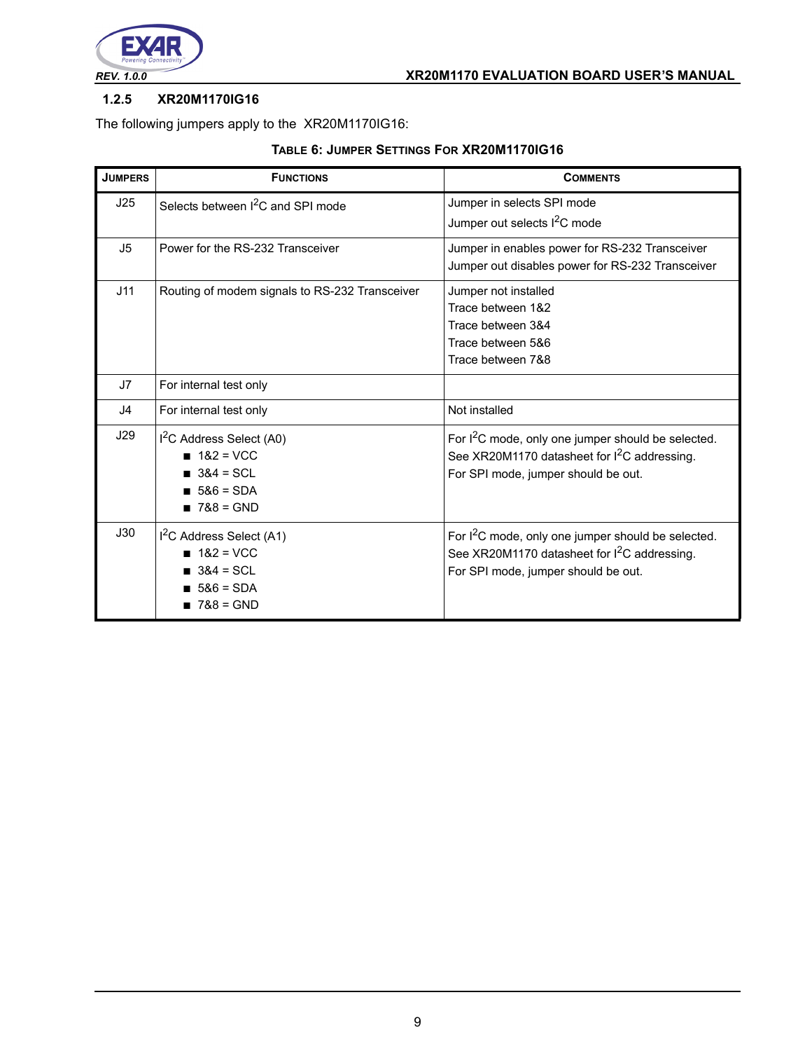### 1.2.5 XR20M1170IG16

The following jumpers apply to the XR20M1170IG16:

**TABLE 6: JUMPER SETTINGS FOR XR20M1170IG16**

| JUMPERS | FUNCTIONS | COMMENTS |
|---|---|---|
| J25 | Selects between $I^2C$ and SPI mode | Jumper in selects SPI mode<br>Jumper out selects $I^2C$ mode |
| J5 | Power for the RS-232 Transceiver | Jumper in enables power for RS-232 Transceiver<br>Jumper out disables power for RS-232 Transceiver |
| J11 | Routing of modem signals to RS-232 Transceiver | Jumper not installed<br>Trace between 1&2<br>Trace between 3&4<br>Trace between 5&6<br>Trace between 7&8 |
| J7 | For internal test only | |
| J4 | For internal test only | Not installed |
| J29 | $I^2C$ Address Select (A0)<br>■ 1&2 = VCC<br>■ 3&4 = SCL<br>■ 5&6 = SDA<br>■ 7&8 = GND | For $I^2C$ mode, only one jumper should be selected.<br>See XR20M1170 datasheet for $I^2C$ addressing.<br>For SPI mode, jumper should be out. |
| J30 | $I^2C$ Address Select (A1)<br>■ 1&2 = VCC<br>■ 3&4 = SCL<br>■ 5&6 = SDA<br>■ 7&8 = GND | For $I^2C$ mode, only one jumper should be selected.<br>See XR20M1170 datasheet for $I^2C$ addressing.<br>For SPI mode, jumper should be out. |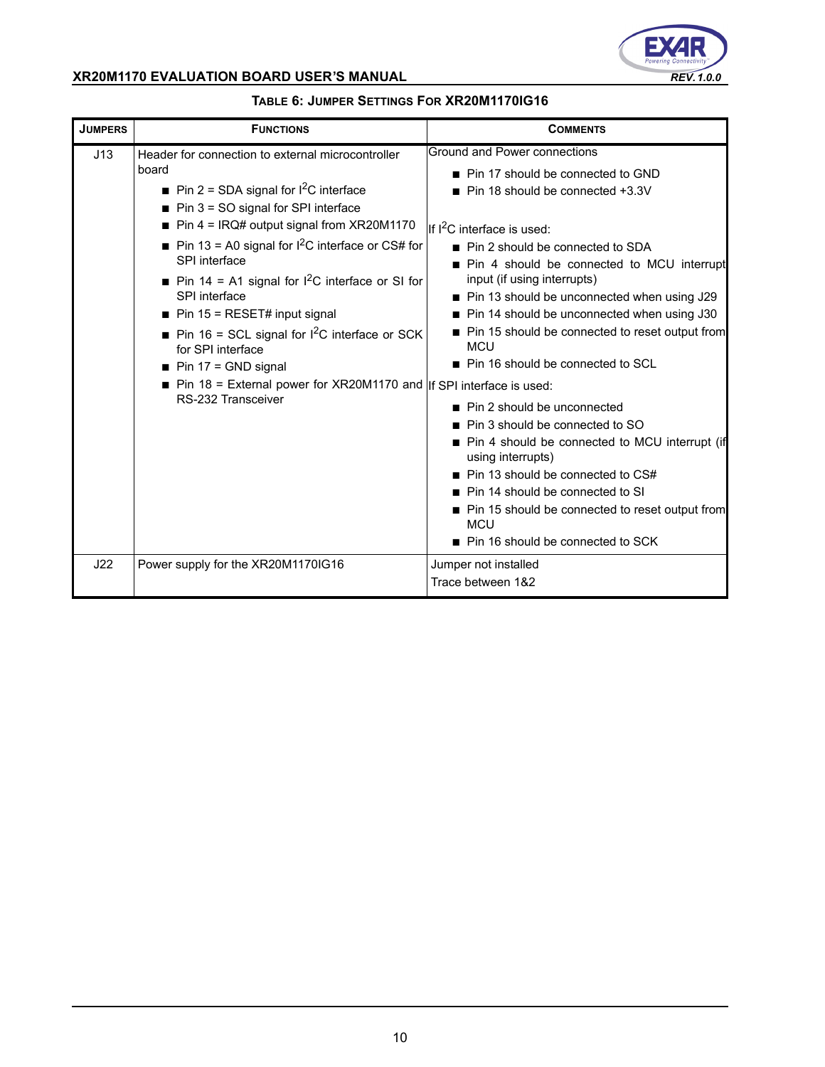**Table 6: Jumper Settings For XR20M1170IG16**

| Jumpers | Functions | Comments |
|---|---|---|
| J13 | Header for connection to external microcontroller board<br>■ Pin 2 = SDA signal for $I^2C$ interface<br>■ Pin 3 = SO signal for SPI interface<br>■ Pin 4 = IRQ# output signal from XR20M1170<br>■ Pin 13 = A0 signal for $I^2C$ interface or CS# for SPI interface<br>■ Pin 14 = A1 signal for $I^2C$ interface or SI for SPI interface<br>■ Pin 15 = RESET# input signal<br>■ Pin 16 = SCL signal for $I^2C$ interface or SCK for SPI interface<br>■ Pin 17 = GND signal<br>■ Pin 18 = External power for XR20M1170 and RS-232 Transceiver | Ground and Power connections<br>■ Pin 17 should be connected to GND<br>■ Pin 18 should be connected +3.3V<br><br>If $I^2C$ interface is used:<br>■ Pin 2 should be connected to SDA<br>■ Pin 4 should be connected to MCU interrupt input (if using interrupts)<br>■ Pin 13 should be unconnected when using J29<br>■ Pin 14 should be unconnected when using J30<br>■ Pin 15 should be connected to reset output from MCU<br>■ Pin 16 should be connected to SCL<br>If SPI interface is used:<br>■ Pin 2 should be unconnected<br>■ Pin 3 should be connected to SO<br>■ Pin 4 should be connected to MCU interrupt (if using interrupts)<br>■ Pin 13 should be connected to CS#<br>■ Pin 14 should be connected to SI<br>■ Pin 15 should be connected to reset output from MCU<br>■ Pin 16 should be connected to SCK |
| J22 | Power supply for the XR20M1170IG16 | Jumper not installed<br>Trace between 1&2 |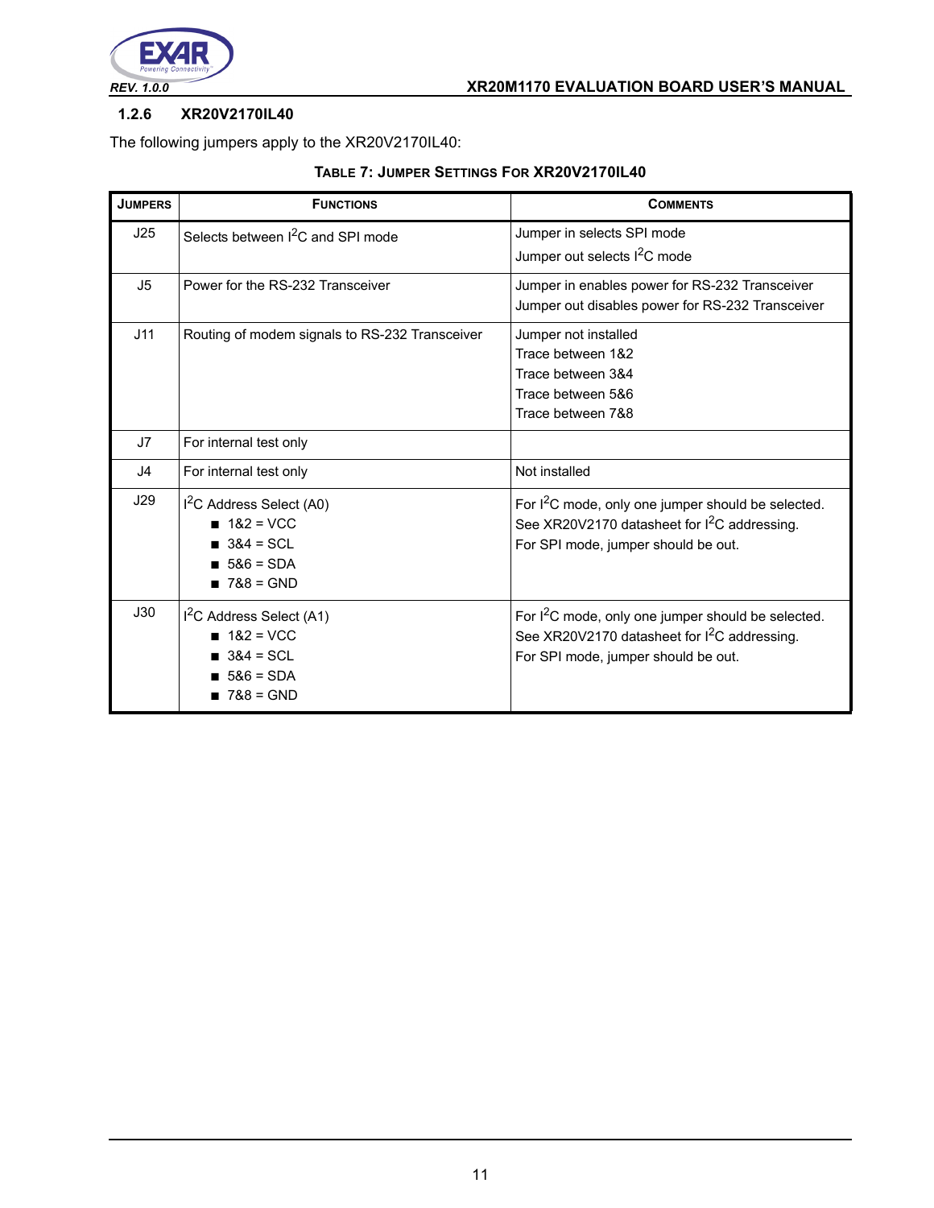### 1.2.6 XR20V2170IL40

The following jumpers apply to the XR20V2170IL40:

**TABLE 7: JUMPER SETTINGS FOR XR20V2170IL40**

| JUMPERS | FUNCTIONS | COMMENTS |
|---|---|---|
| J25 | Selects between I²C and SPI mode | Jumper in selects SPI mode<br>Jumper out selects I²C mode |
| J5 | Power for the RS-232 Transceiver | Jumper in enables power for RS-232 Transceiver<br>Jumper out disables power for RS-232 Transceiver |
| J11 | Routing of modem signals to RS-232 Transceiver | Jumper not installed<br>Trace between 1&2<br>Trace between 3&4<br>Trace between 5&6<br>Trace between 7&8 |
| J7 | For internal test only | |
| J4 | For internal test only | Not installed |
| J29 | I²C Address Select (A0)<br>■ 1&2 = VCC<br>■ 3&4 = SCL<br>■ 5&6 = SDA<br>■ 7&8 = GND | For I²C mode, only one jumper should be selected.<br>See XR20V2170 datasheet for I²C addressing.<br>For SPI mode, jumper should be out. |
| J30 | I²C Address Select (A1)<br>■ 1&2 = VCC<br>■ 3&4 = SCL<br>■ 5&6 = SDA<br>■ 7&8 = GND | For I²C mode, only one jumper should be selected.<br>See XR20V2170 datasheet for I²C addressing.<br>For SPI mode, jumper should be out. |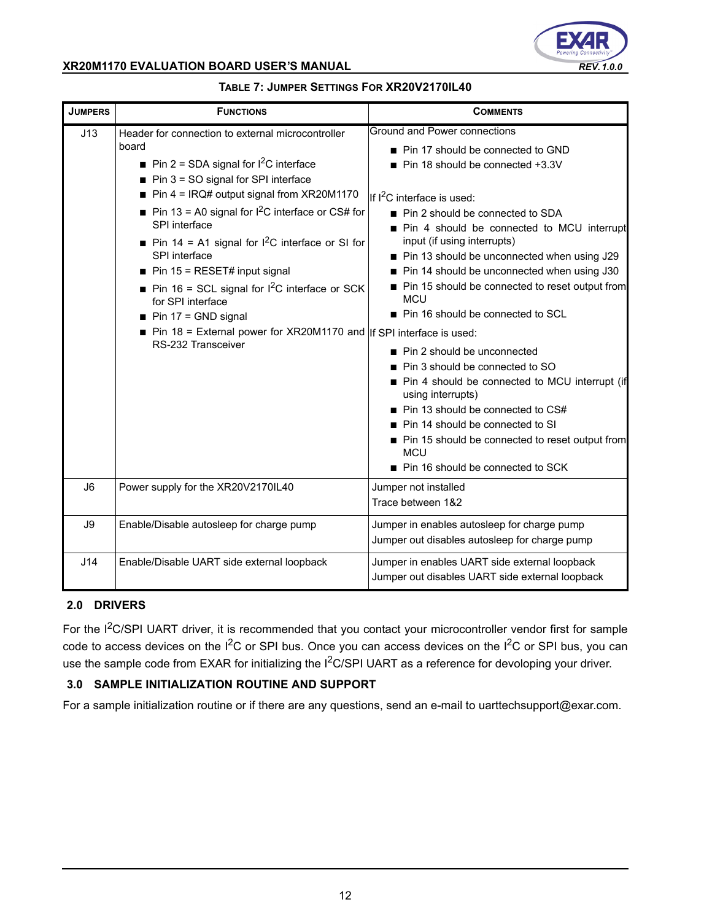**Table 7: Jumper Settings For XR20V2170IL40**

| Jumpers | Functions | Comments |
|---|---|---|
| J13 | Header for connection to external microcontroller board<br>■ Pin 2 = SDA signal for $I^2C$ interface<br>■ Pin 3 = SO signal for SPI interface<br>■ Pin 4 = IRQ# output signal from XR20M1170<br>■ Pin 13 = A0 signal for $I^2C$ interface or CS# for SPI interface<br>■ Pin 14 = A1 signal for $I^2C$ interface or SI for SPI interface<br>■ Pin 15 = RESET# input signal<br>■ Pin 16 = SCL signal for $I^2C$ interface or SCK for SPI interface<br>■ Pin 17 = GND signal<br>■ Pin 18 = External power for XR20M1170 and RS-232 Transceiver | Ground and Power connections<br>■ Pin 17 should be connected to GND<br>■ Pin 18 should be connected +3.3V<br><br>If $I^2C$ interface is used:<br>■ Pin 2 should be connected to SDA<br>■ Pin 4 should be connected to MCU interrupt input (if using interrupts)<br>■ Pin 13 should be unconnected when using J29<br>■ Pin 14 should be unconnected when using J30<br>■ Pin 15 should be connected to reset output from MCU<br>■ Pin 16 should be connected to SCL<br>If SPI interface is used:<br>■ Pin 2 should be unconnected<br>■ Pin 3 should be connected to SO<br>■ Pin 4 should be connected to MCU interrupt (if using interrupts)<br>■ Pin 13 should be connected to CS#<br>■ Pin 14 should be connected to SI<br>■ Pin 15 should be connected to reset output from MCU<br>■ Pin 16 should be connected to SCK |
| J6 | Power supply for the XR20V2170IL40 | Jumper not installed<br>Trace between 1&2 |
| J9 | Enable/Disable autosleep for charge pump | Jumper in enables autosleep for charge pump<br>Jumper out disables autosleep for charge pump |
| J14 | Enable/Disable UART side external loopback | Jumper in enables UART side external loopback<br>Jumper out disables UART side external loopback |

## 2.0 DRIVERS

For the $I^2C$/SPI UART driver, it is recommended that you contact your microcontroller vendor first for sample code to access devices on the $I^2C$ or SPI bus. Once you can access devices on the $I^2C$ or SPI bus, you can use the sample code from EXAR for initializing the $I^2C$/SPI UART as a reference for devoloping your driver.

## 3.0 SAMPLE INITIALIZATION ROUTINE AND SUPPORT

For a sample initialization routine or if there are any questions, send an e-mail to uarttechsupport@exar.com.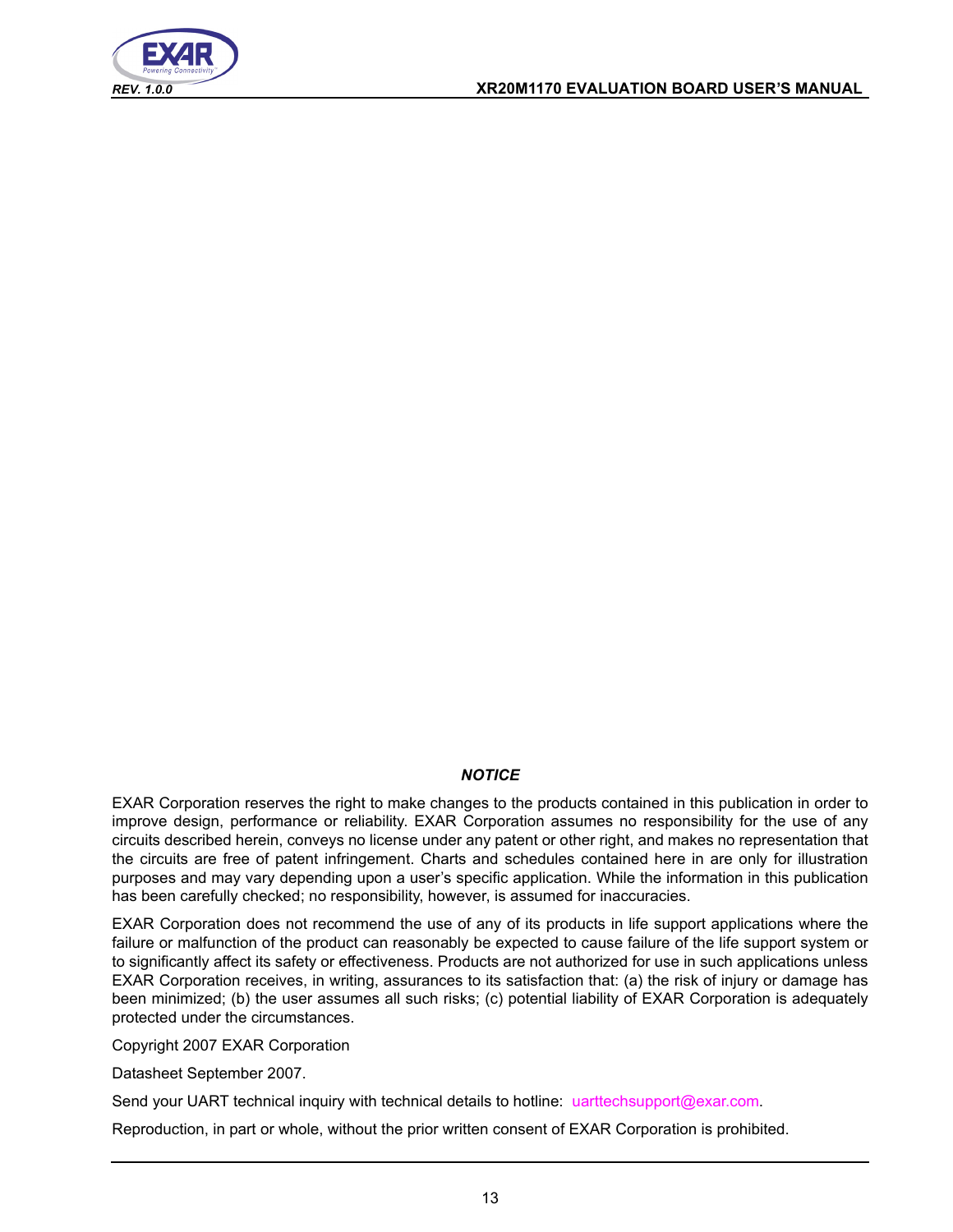***NOTICE***

EXAR Corporation reserves the right to make changes to the products contained in this publication in order to improve design, performance or reliability. EXAR Corporation assumes no responsibility for the use of any circuits described herein, conveys no license under any patent or other right, and makes no representation that the circuits are free of patent infringement. Charts and schedules contained here in are only for illustration purposes and may vary depending upon a user's specific application. While the information in this publication has been carefully checked; no responsibility, however, is assumed for inaccuracies.

EXAR Corporation does not recommend the use of any of its products in life support applications where the failure or malfunction of the product can reasonably be expected to cause failure of the life support system or to significantly affect its safety or effectiveness. Products are not authorized for use in such applications unless EXAR Corporation receives, in writing, assurances to its satisfaction that: (a) the risk of injury or damage has been minimized; (b) the user assumes all such risks; (c) potential liability of EXAR Corporation is adequately protected under the circumstances.

Copyright 2007 EXAR Corporation

Datasheet September 2007.

Send your UART technical inquiry with technical details to hotline: uarttechsupport@exar.com.

Reproduction, in part or whole, without the prior written consent of EXAR Corporation is prohibited.